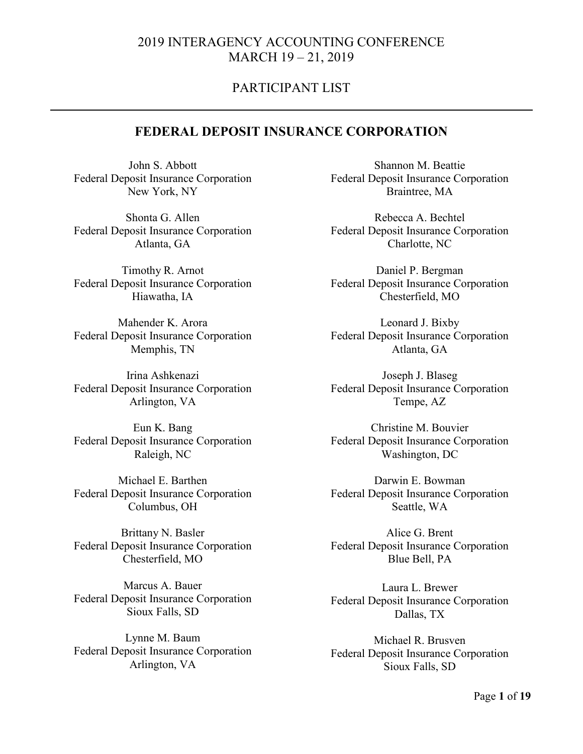# 2019 INTERAGENCY ACCOUNTING CONFERENCE
# MARCH 19 – 21, 2019

## PARTICIPANT LIST

---

## FEDERAL DEPOSIT INSURANCE CORPORATION

John S. Abbott
Federal Deposit Insurance Corporation
New York, NY

Shonta G. Allen
Federal Deposit Insurance Corporation
Atlanta, GA

Timothy R. Arnot
Federal Deposit Insurance Corporation
Hiawatha, IA

Mahender K. Arora
Federal Deposit Insurance Corporation
Memphis, TN

Irina Ashkenazi
Federal Deposit Insurance Corporation
Arlington, VA

Eun K. Bang
Federal Deposit Insurance Corporation
Raleigh, NC

Michael E. Barthen
Federal Deposit Insurance Corporation
Columbus, OH

Brittany N. Basler
Federal Deposit Insurance Corporation
Chesterfield, MO

Marcus A. Bauer
Federal Deposit Insurance Corporation
Sioux Falls, SD

Lynne M. Baum
Federal Deposit Insurance Corporation
Arlington, VA

Shannon M. Beattie
Federal Deposit Insurance Corporation
Braintree, MA

Rebecca A. Bechtel
Federal Deposit Insurance Corporation
Charlotte, NC

Daniel P. Bergman
Federal Deposit Insurance Corporation
Chesterfield, MO

Leonard J. Bixby
Federal Deposit Insurance Corporation
Atlanta, GA

Joseph J. Blaseg
Federal Deposit Insurance Corporation
Tempe, AZ

Christine M. Bouvier
Federal Deposit Insurance Corporation
Washington, DC

Darwin E. Bowman
Federal Deposit Insurance Corporation
Seattle, WA

Alice G. Brent
Federal Deposit Insurance Corporation
Blue Bell, PA

Laura L. Brewer
Federal Deposit Insurance Corporation
Dallas, TX

Michael R. Brusven
Federal Deposit Insurance Corporation
Sioux Falls, SD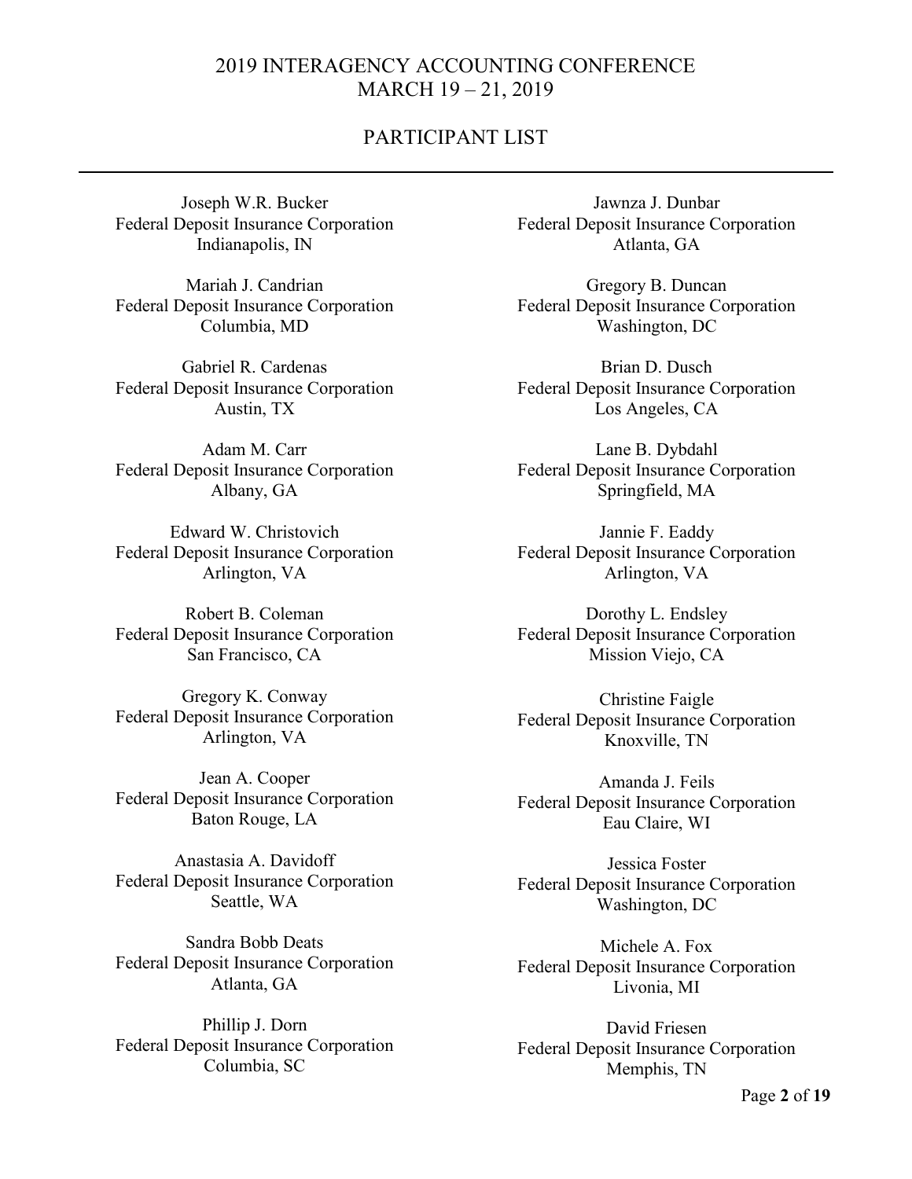Joseph W.R. Bucker
Federal Deposit Insurance Corporation
Indianapolis, IN

Mariah J. Candrian
Federal Deposit Insurance Corporation
Columbia, MD

Gabriel R. Cardenas
Federal Deposit Insurance Corporation
Austin, TX

Adam M. Carr
Federal Deposit Insurance Corporation
Albany, GA

Edward W. Christovich
Federal Deposit Insurance Corporation
Arlington, VA

Robert B. Coleman
Federal Deposit Insurance Corporation
San Francisco, CA

Gregory K. Conway
Federal Deposit Insurance Corporation
Arlington, VA

Jean A. Cooper
Federal Deposit Insurance Corporation
Baton Rouge, LA

Anastasia A. Davidoff
Federal Deposit Insurance Corporation
Seattle, WA

Sandra Bobb Deats
Federal Deposit Insurance Corporation
Atlanta, GA

Phillip J. Dorn
Federal Deposit Insurance Corporation
Columbia, SC

Jawnza J. Dunbar
Federal Deposit Insurance Corporation
Atlanta, GA

Gregory B. Duncan
Federal Deposit Insurance Corporation
Washington, DC

Brian D. Dusch
Federal Deposit Insurance Corporation
Los Angeles, CA

Lane B. Dybdahl
Federal Deposit Insurance Corporation
Springfield, MA

Jannie F. Eaddy
Federal Deposit Insurance Corporation
Arlington, VA

Dorothy L. Endsley
Federal Deposit Insurance Corporation
Mission Viejo, CA

Christine Faigle
Federal Deposit Insurance Corporation
Knoxville, TN

Amanda J. Feils
Federal Deposit Insurance Corporation
Eau Claire, WI

Jessica Foster
Federal Deposit Insurance Corporation
Washington, DC

Michele A. Fox
Federal Deposit Insurance Corporation
Livonia, MI

David Friesen
Federal Deposit Insurance Corporation
Memphis, TN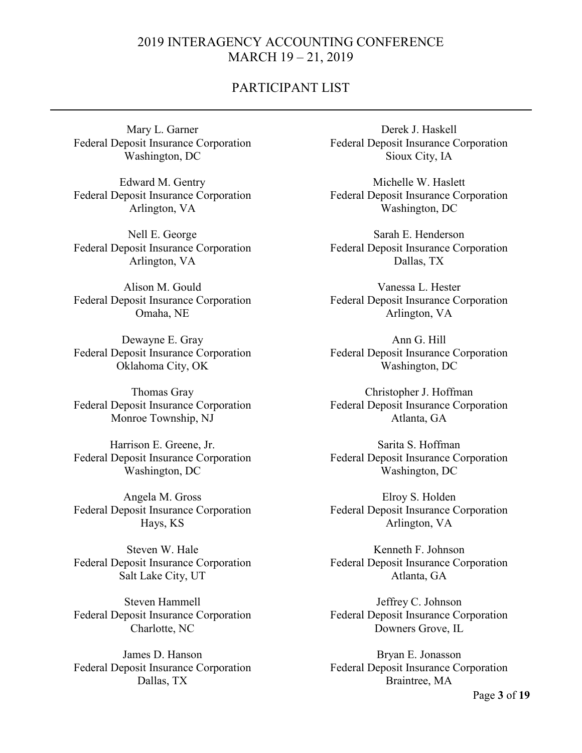# 2019 INTERAGENCY ACCOUNTING CONFERENCE
## MARCH 19 – 21, 2019

## PARTICIPANT LIST

Mary L. Garner
Federal Deposit Insurance Corporation
Washington, DC

Edward M. Gentry
Federal Deposit Insurance Corporation
Arlington, VA

Nell E. George
Federal Deposit Insurance Corporation
Arlington, VA

Alison M. Gould
Federal Deposit Insurance Corporation
Omaha, NE

Dewayne E. Gray
Federal Deposit Insurance Corporation
Oklahoma City, OK

Thomas Gray
Federal Deposit Insurance Corporation
Monroe Township, NJ

Harrison E. Greene, Jr.
Federal Deposit Insurance Corporation
Washington, DC

Angela M. Gross
Federal Deposit Insurance Corporation
Hays, KS

Steven W. Hale
Federal Deposit Insurance Corporation
Salt Lake City, UT

Steven Hammell
Federal Deposit Insurance Corporation
Charlotte, NC

James D. Hanson
Federal Deposit Insurance Corporation
Dallas, TX

Derek J. Haskell
Federal Deposit Insurance Corporation
Sioux City, IA

Michelle W. Haslett
Federal Deposit Insurance Corporation
Washington, DC

Sarah E. Henderson
Federal Deposit Insurance Corporation
Dallas, TX

Vanessa L. Hester
Federal Deposit Insurance Corporation
Arlington, VA

Ann G. Hill
Federal Deposit Insurance Corporation
Washington, DC

Christopher J. Hoffman
Federal Deposit Insurance Corporation
Atlanta, GA

Sarita S. Hoffman
Federal Deposit Insurance Corporation
Washington, DC

Elroy S. Holden
Federal Deposit Insurance Corporation
Arlington, VA

Kenneth F. Johnson
Federal Deposit Insurance Corporation
Atlanta, GA

Jeffrey C. Johnson
Federal Deposit Insurance Corporation
Downers Grove, IL

Bryan E. Jonasson
Federal Deposit Insurance Corporation
Braintree, MA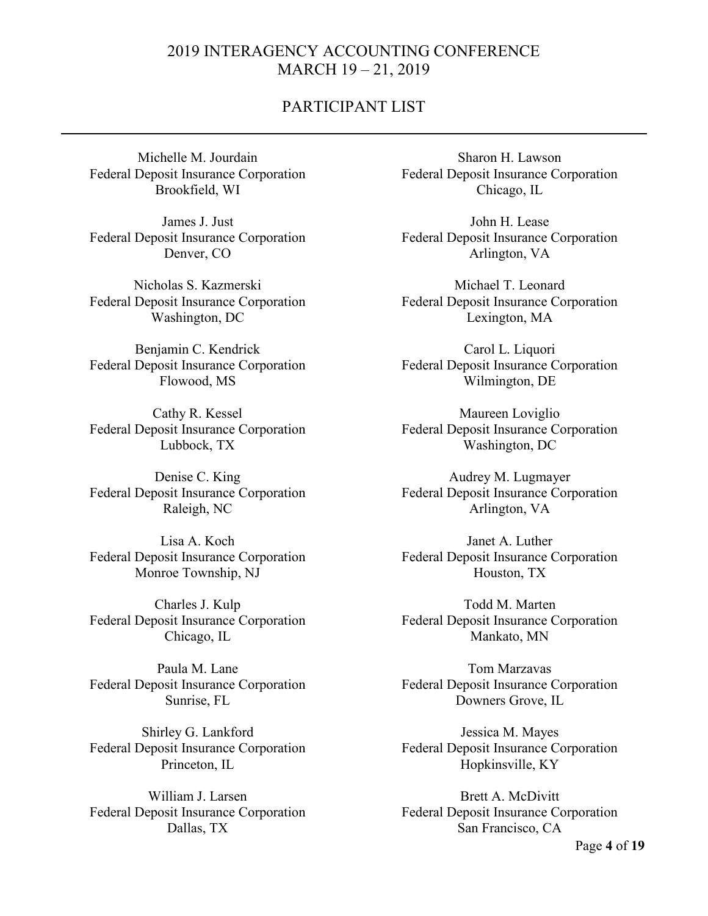# 2019 INTERAGENCY ACCOUNTING CONFERENCE
## MARCH 19 – 21, 2019

## PARTICIPANT LIST

---

Michelle M. Jourdain
Federal Deposit Insurance Corporation
Brookfield, WI

James J. Just
Federal Deposit Insurance Corporation
Denver, CO

Nicholas S. Kazmerski
Federal Deposit Insurance Corporation
Washington, DC

Benjamin C. Kendrick
Federal Deposit Insurance Corporation
Flowood, MS

Cathy R. Kessel
Federal Deposit Insurance Corporation
Lubbock, TX

Denise C. King
Federal Deposit Insurance Corporation
Raleigh, NC

Lisa A. Koch
Federal Deposit Insurance Corporation
Monroe Township, NJ

Charles J. Kulp
Federal Deposit Insurance Corporation
Chicago, IL

Paula M. Lane
Federal Deposit Insurance Corporation
Sunrise, FL

Shirley G. Lankford
Federal Deposit Insurance Corporation
Princeton, IL

William J. Larsen
Federal Deposit Insurance Corporation
Dallas, TX

Sharon H. Lawson
Federal Deposit Insurance Corporation
Chicago, IL

John H. Lease
Federal Deposit Insurance Corporation
Arlington, VA

Michael T. Leonard
Federal Deposit Insurance Corporation
Lexington, MA

Carol L. Liquori
Federal Deposit Insurance Corporation
Wilmington, DE

Maureen Loviglio
Federal Deposit Insurance Corporation
Washington, DC

Audrey M. Lugmayer
Federal Deposit Insurance Corporation
Arlington, VA

Janet A. Luther
Federal Deposit Insurance Corporation
Houston, TX

Todd M. Marten
Federal Deposit Insurance Corporation
Mankato, MN

Tom Marzavas
Federal Deposit Insurance Corporation
Downers Grove, IL

Jessica M. Mayes
Federal Deposit Insurance Corporation
Hopkinsville, KY

Brett A. McDivitt
Federal Deposit Insurance Corporation
San Francisco, CA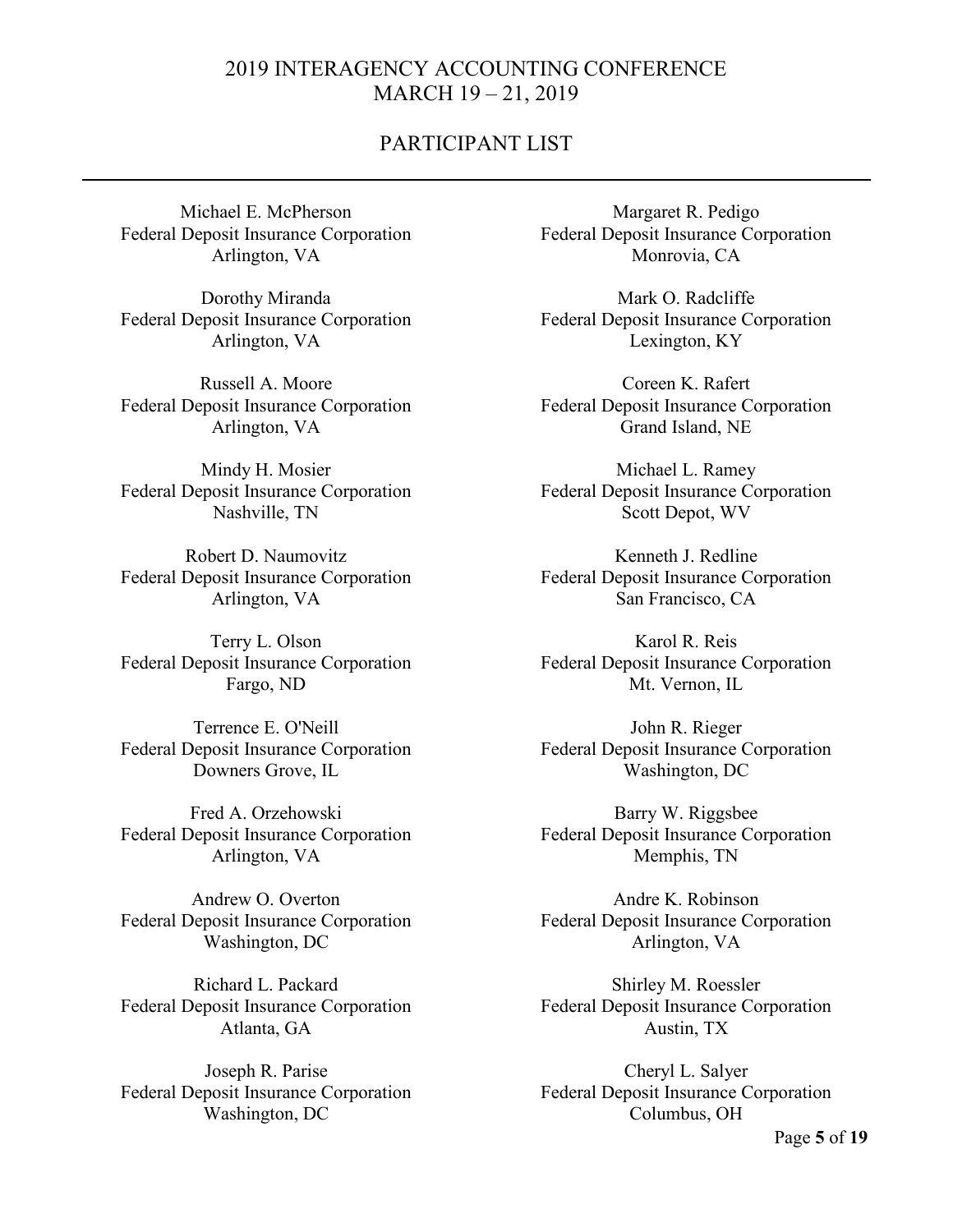# 2019 INTERAGENCY ACCOUNTING CONFERENCE
## MARCH 19 – 21, 2019

## PARTICIPANT LIST

Michael E. McPherson
Federal Deposit Insurance Corporation
Arlington, VA

Dorothy Miranda
Federal Deposit Insurance Corporation
Arlington, VA

Russell A. Moore
Federal Deposit Insurance Corporation
Arlington, VA

Mindy H. Mosier
Federal Deposit Insurance Corporation
Nashville, TN

Robert D. Naumovitz
Federal Deposit Insurance Corporation
Arlington, VA

Terry L. Olson
Federal Deposit Insurance Corporation
Fargo, ND

Terrence E. O'Neill
Federal Deposit Insurance Corporation
Downers Grove, IL

Fred A. Orzehowski
Federal Deposit Insurance Corporation
Arlington, VA

Andrew O. Overton
Federal Deposit Insurance Corporation
Washington, DC

Richard L. Packard
Federal Deposit Insurance Corporation
Atlanta, GA

Joseph R. Parise
Federal Deposit Insurance Corporation
Washington, DC

Margaret R. Pedigo
Federal Deposit Insurance Corporation
Monrovia, CA

Mark O. Radcliffe
Federal Deposit Insurance Corporation
Lexington, KY

Coreen K. Rafert
Federal Deposit Insurance Corporation
Grand Island, NE

Michael L. Ramey
Federal Deposit Insurance Corporation
Scott Depot, WV

Kenneth J. Redline
Federal Deposit Insurance Corporation
San Francisco, CA

Karol R. Reis
Federal Deposit Insurance Corporation
Mt. Vernon, IL

John R. Rieger
Federal Deposit Insurance Corporation
Washington, DC

Barry W. Riggsbee
Federal Deposit Insurance Corporation
Memphis, TN

Andre K. Robinson
Federal Deposit Insurance Corporation
Arlington, VA

Shirley M. Roessler
Federal Deposit Insurance Corporation
Austin, TX

Cheryl L. Salyer
Federal Deposit Insurance Corporation
Columbus, OH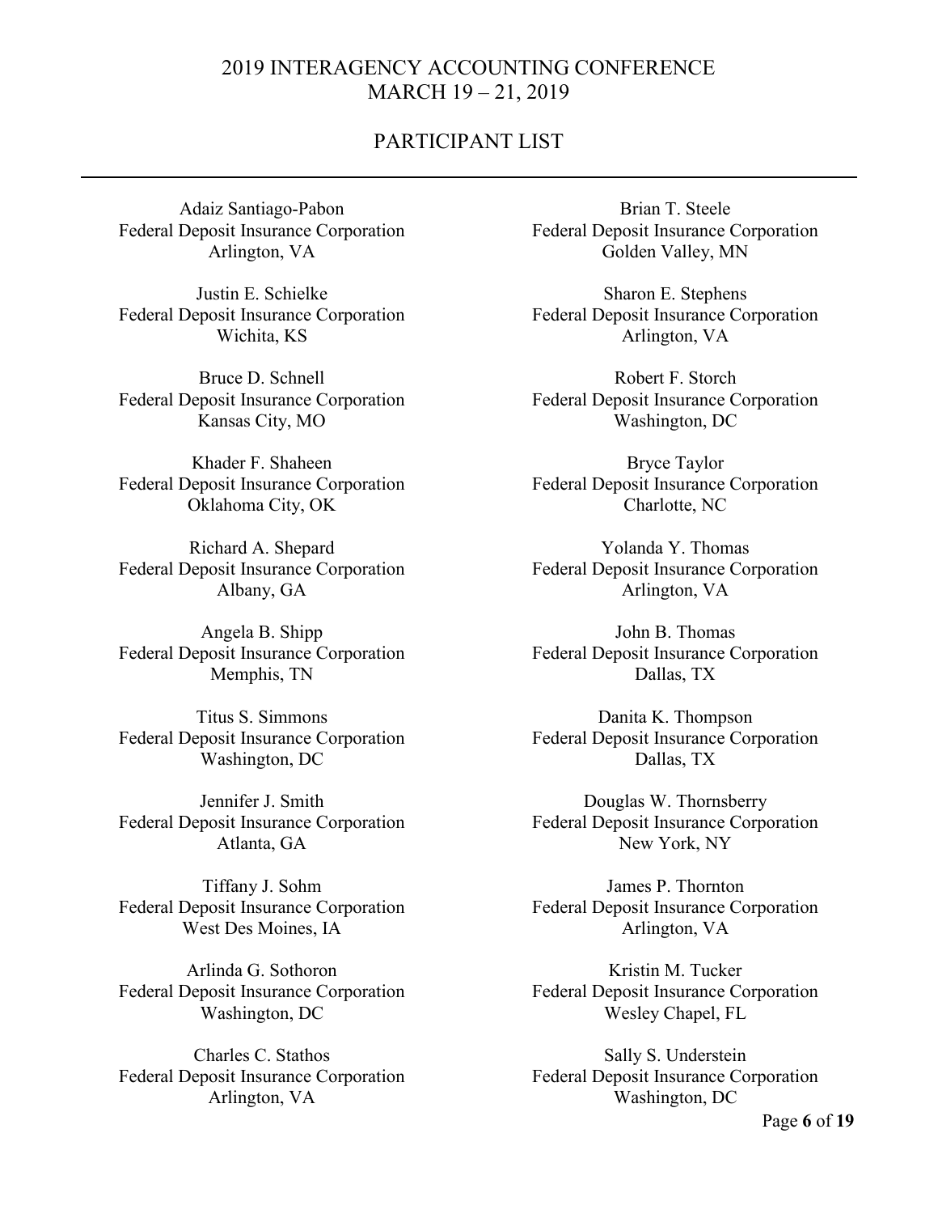Adaiz Santiago-Pabon
Federal Deposit Insurance Corporation
Arlington, VA

Justin E. Schielke
Federal Deposit Insurance Corporation
Wichita, KS

Bruce D. Schnell
Federal Deposit Insurance Corporation
Kansas City, MO

Khader F. Shaheen
Federal Deposit Insurance Corporation
Oklahoma City, OK

Richard A. Shepard
Federal Deposit Insurance Corporation
Albany, GA

Angela B. Shipp
Federal Deposit Insurance Corporation
Memphis, TN

Titus S. Simmons
Federal Deposit Insurance Corporation
Washington, DC

Jennifer J. Smith
Federal Deposit Insurance Corporation
Atlanta, GA

Tiffany J. Sohm
Federal Deposit Insurance Corporation
West Des Moines, IA

Arlinda G. Sothoron
Federal Deposit Insurance Corporation
Washington, DC

Charles C. Stathos
Federal Deposit Insurance Corporation
Arlington, VA

Brian T. Steele
Federal Deposit Insurance Corporation
Golden Valley, MN

Sharon E. Stephens
Federal Deposit Insurance Corporation
Arlington, VA

Robert F. Storch
Federal Deposit Insurance Corporation
Washington, DC

Bryce Taylor
Federal Deposit Insurance Corporation
Charlotte, NC

Yolanda Y. Thomas
Federal Deposit Insurance Corporation
Arlington, VA

John B. Thomas
Federal Deposit Insurance Corporation
Dallas, TX

Danita K. Thompson
Federal Deposit Insurance Corporation
Dallas, TX

Douglas W. Thornsberry
Federal Deposit Insurance Corporation
New York, NY

James P. Thornton
Federal Deposit Insurance Corporation
Arlington, VA

Kristin M. Tucker
Federal Deposit Insurance Corporation
Wesley Chapel, FL

Sally S. Understein
Federal Deposit Insurance Corporation
Washington, DC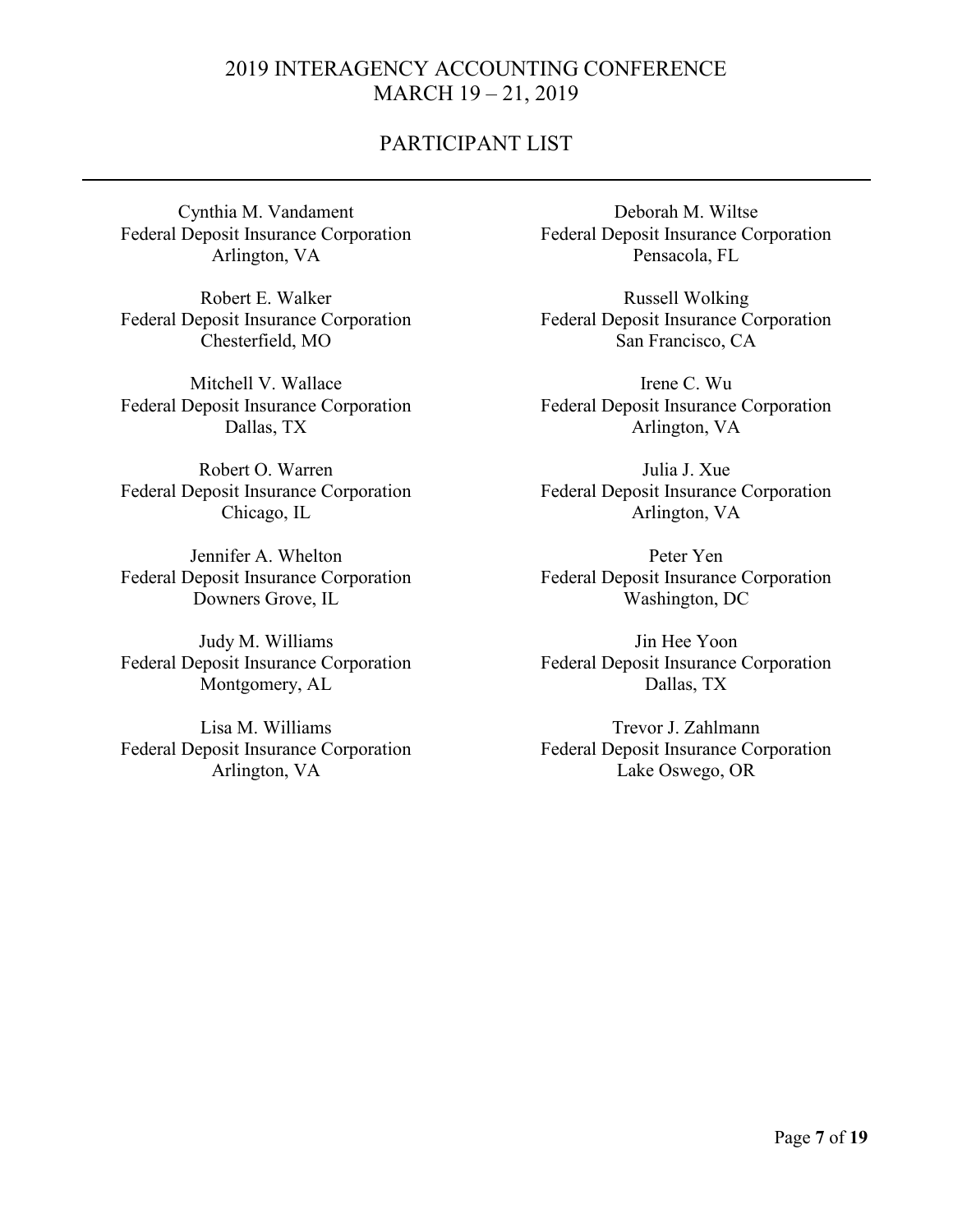Cynthia M. Vandament
Federal Deposit Insurance Corporation
Arlington, VA

Robert E. Walker
Federal Deposit Insurance Corporation
Chesterfield, MO

Mitchell V. Wallace
Federal Deposit Insurance Corporation
Dallas, TX

Robert O. Warren
Federal Deposit Insurance Corporation
Chicago, IL

Jennifer A. Whelton
Federal Deposit Insurance Corporation
Downers Grove, IL

Judy M. Williams
Federal Deposit Insurance Corporation
Montgomery, AL

Lisa M. Williams
Federal Deposit Insurance Corporation
Arlington, VA

Deborah M. Wiltse
Federal Deposit Insurance Corporation
Pensacola, FL

Russell Wolking
Federal Deposit Insurance Corporation
San Francisco, CA

Irene C. Wu
Federal Deposit Insurance Corporation
Arlington, VA

Julia J. Xue
Federal Deposit Insurance Corporation
Arlington, VA

Peter Yen
Federal Deposit Insurance Corporation
Washington, DC

Jin Hee Yoon
Federal Deposit Insurance Corporation
Dallas, TX

Trevor J. Zahlmann
Federal Deposit Insurance Corporation
Lake Oswego, OR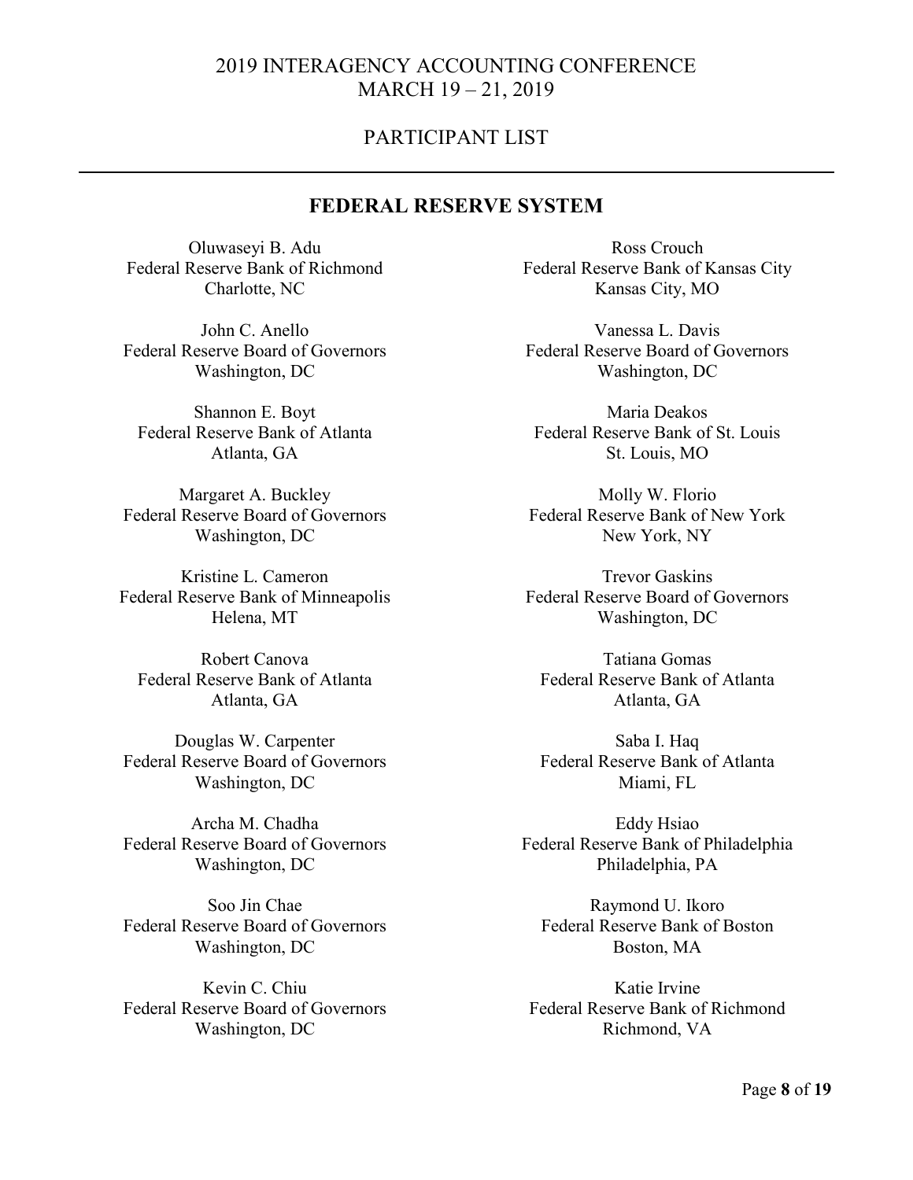# 2019 INTERAGENCY ACCOUNTING CONFERENCE
## MARCH 19 – 21, 2019

## PARTICIPANT LIST

---

## FEDERAL RESERVE SYSTEM

Oluwaseyi B. Adu
Federal Reserve Bank of Richmond
Charlotte, NC

John C. Anello
Federal Reserve Board of Governors
Washington, DC

Shannon E. Boyt
Federal Reserve Bank of Atlanta
Atlanta, GA

Margaret A. Buckley
Federal Reserve Board of Governors
Washington, DC

Kristine L. Cameron
Federal Reserve Bank of Minneapolis
Helena, MT

Robert Canova
Federal Reserve Bank of Atlanta
Atlanta, GA

Douglas W. Carpenter
Federal Reserve Board of Governors
Washington, DC

Archa M. Chadha
Federal Reserve Board of Governors
Washington, DC

Soo Jin Chae
Federal Reserve Board of Governors
Washington, DC

Kevin C. Chiu
Federal Reserve Board of Governors
Washington, DC

Ross Crouch
Federal Reserve Bank of Kansas City
Kansas City, MO

Vanessa L. Davis
Federal Reserve Board of Governors
Washington, DC

Maria Deakos
Federal Reserve Bank of St. Louis
St. Louis, MO

Molly W. Florio
Federal Reserve Bank of New York
New York, NY

Trevor Gaskins
Federal Reserve Board of Governors
Washington, DC

Tatiana Gomas
Federal Reserve Bank of Atlanta
Atlanta, GA

Saba I. Haq
Federal Reserve Bank of Atlanta
Miami, FL

Eddy Hsiao
Federal Reserve Bank of Philadelphia
Philadelphia, PA

Raymond U. Ikoro
Federal Reserve Bank of Boston
Boston, MA

Katie Irvine
Federal Reserve Bank of Richmond
Richmond, VA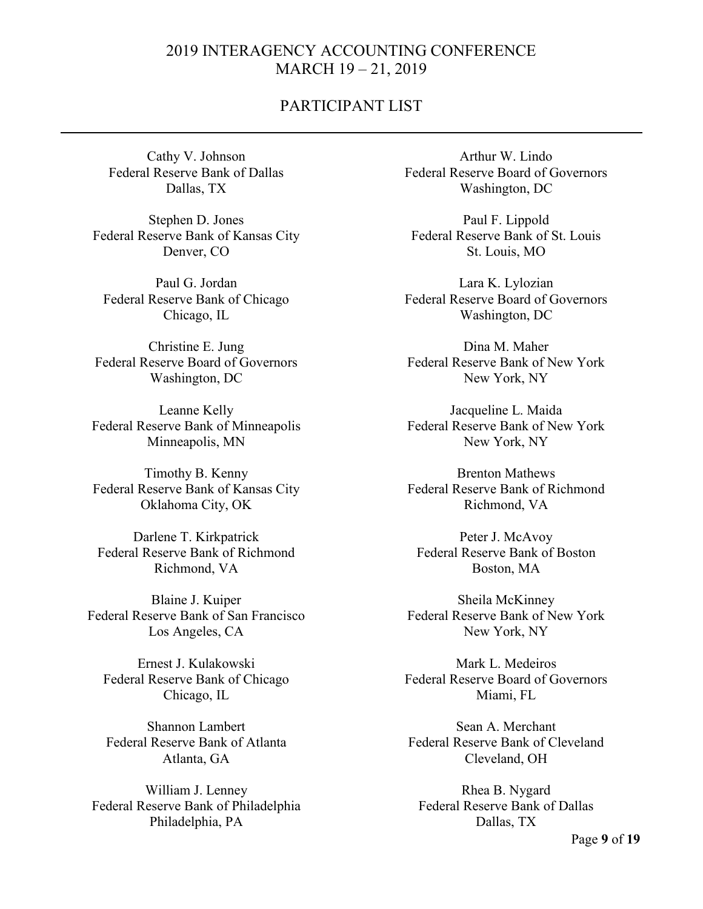Cathy V. Johnson
Federal Reserve Bank of Dallas
Dallas, TX

Stephen D. Jones
Federal Reserve Bank of Kansas City
Denver, CO

Paul G. Jordan
Federal Reserve Bank of Chicago
Chicago, IL

Christine E. Jung
Federal Reserve Board of Governors
Washington, DC

Leanne Kelly
Federal Reserve Bank of Minneapolis
Minneapolis, MN

Timothy B. Kenny
Federal Reserve Bank of Kansas City
Oklahoma City, OK

Darlene T. Kirkpatrick
Federal Reserve Bank of Richmond
Richmond, VA

Blaine J. Kuiper
Federal Reserve Bank of San Francisco
Los Angeles, CA

Ernest J. Kulakowski
Federal Reserve Bank of Chicago
Chicago, IL

Shannon Lambert
Federal Reserve Bank of Atlanta
Atlanta, GA

William J. Lenney
Federal Reserve Bank of Philadelphia
Philadelphia, PA

Arthur W. Lindo
Federal Reserve Board of Governors
Washington, DC

Paul F. Lippold
Federal Reserve Bank of St. Louis
St. Louis, MO

Lara K. Lylozian
Federal Reserve Board of Governors
Washington, DC

Dina M. Maher
Federal Reserve Bank of New York
New York, NY

Jacqueline L. Maida
Federal Reserve Bank of New York
New York, NY

Brenton Mathews
Federal Reserve Bank of Richmond
Richmond, VA

Peter J. McAvoy
Federal Reserve Bank of Boston
Boston, MA

Sheila McKinney
Federal Reserve Bank of New York
New York, NY

Mark L. Medeiros
Federal Reserve Board of Governors
Miami, FL

Sean A. Merchant
Federal Reserve Bank of Cleveland
Cleveland, OH

Rhea B. Nygard
Federal Reserve Bank of Dallas
Dallas, TX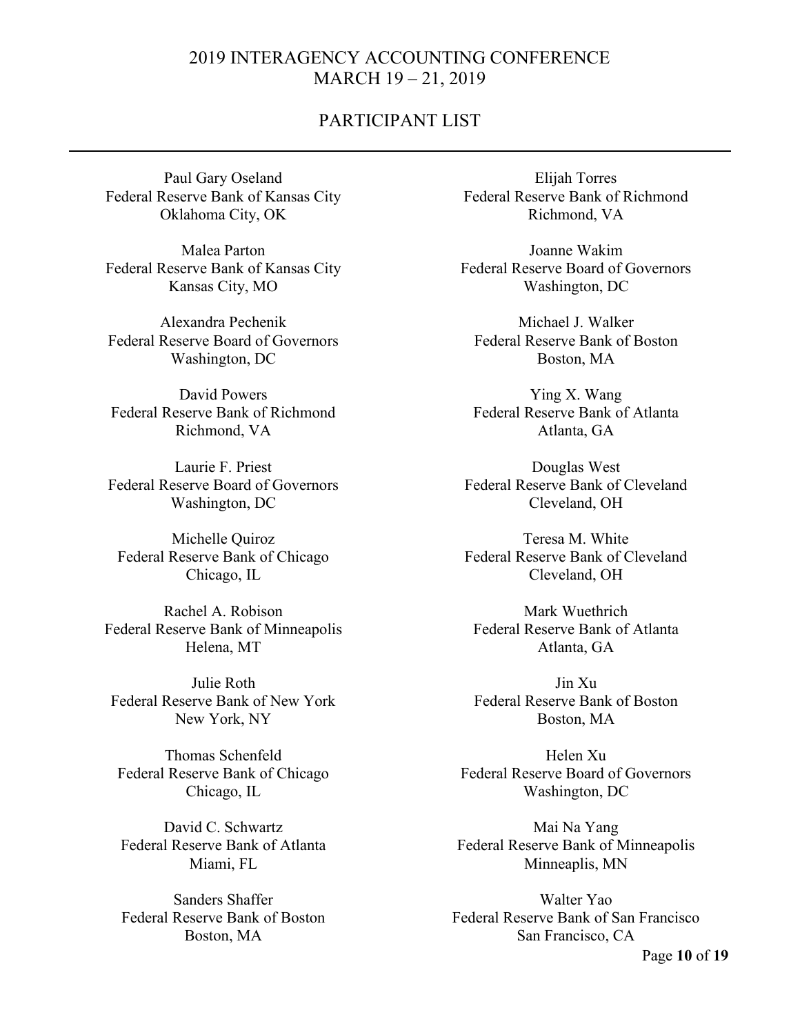# 2019 INTERAGENCY ACCOUNTING CONFERENCE
## MARCH 19 – 21, 2019

## PARTICIPANT LIST

---

Paul Gary Oseland
Federal Reserve Bank of Kansas City
Oklahoma City, OK

Malea Parton
Federal Reserve Bank of Kansas City
Kansas City, MO

Alexandra Pechenik
Federal Reserve Board of Governors
Washington, DC

David Powers
Federal Reserve Bank of Richmond
Richmond, VA

Laurie F. Priest
Federal Reserve Board of Governors
Washington, DC

Michelle Quiroz
Federal Reserve Bank of Chicago
Chicago, IL

Rachel A. Robison
Federal Reserve Bank of Minneapolis
Helena, MT

Julie Roth
Federal Reserve Bank of New York
New York, NY

Thomas Schenfeld
Federal Reserve Bank of Chicago
Chicago, IL

David C. Schwartz
Federal Reserve Bank of Atlanta
Miami, FL

Sanders Shaffer
Federal Reserve Bank of Boston
Boston, MA

Elijah Torres
Federal Reserve Bank of Richmond
Richmond, VA

Joanne Wakim
Federal Reserve Board of Governors
Washington, DC

Michael J. Walker
Federal Reserve Bank of Boston
Boston, MA

Ying X. Wang
Federal Reserve Bank of Atlanta
Atlanta, GA

Douglas West
Federal Reserve Bank of Cleveland
Cleveland, OH

Teresa M. White
Federal Reserve Bank of Cleveland
Cleveland, OH

Mark Wuethrich
Federal Reserve Bank of Atlanta
Atlanta, GA

Jin Xu
Federal Reserve Bank of Boston
Boston, MA

Helen Xu
Federal Reserve Board of Governors
Washington, DC

Mai Na Yang
Federal Reserve Bank of Minneapolis
Minneaplis, MN

Walter Yao
Federal Reserve Bank of San Francisco
San Francisco, CA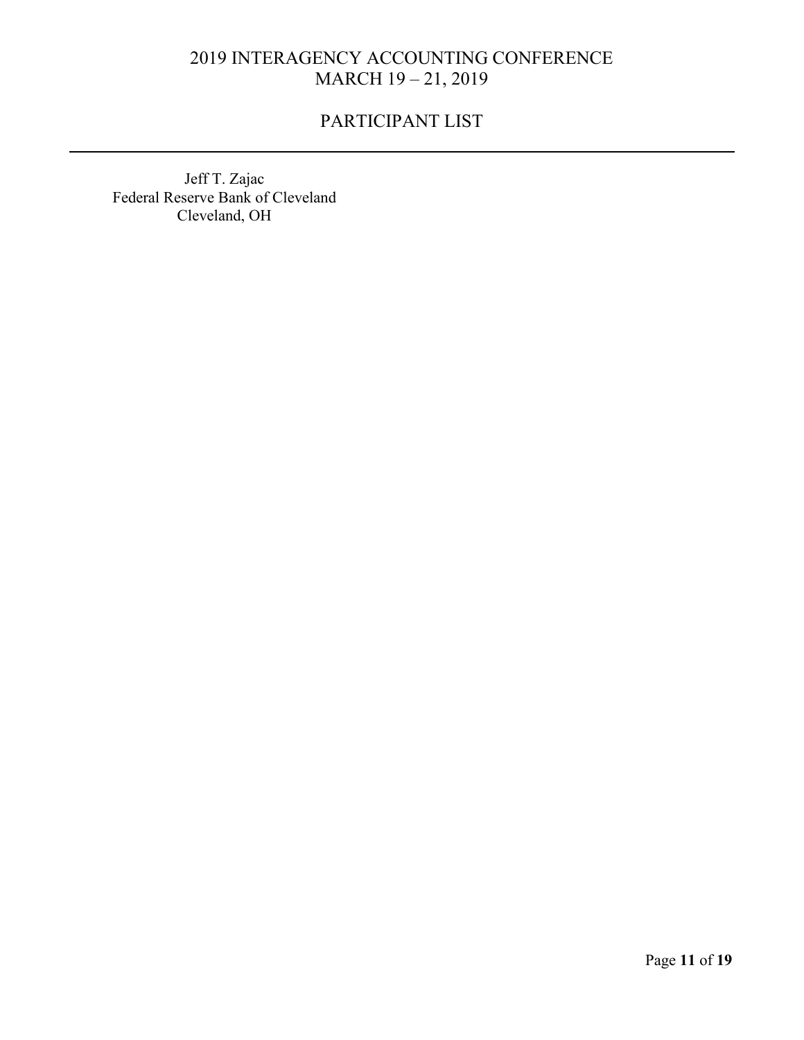Jeff T. Zajac
Federal Reserve Bank of Cleveland
Cleveland, OH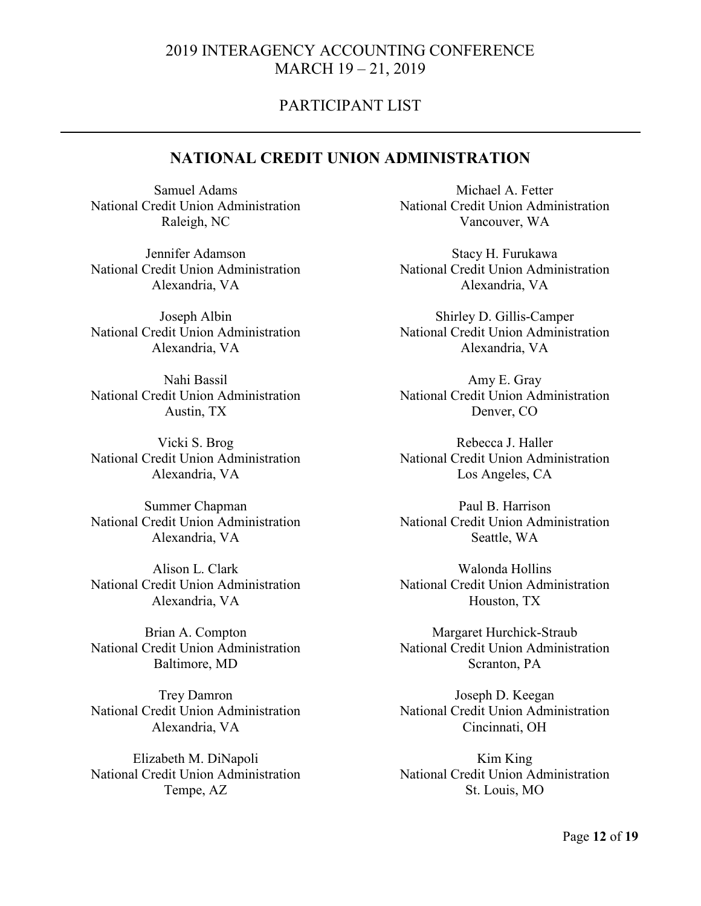# 2019 INTERAGENCY ACCOUNTING CONFERENCE
MARCH 19 – 21, 2019

PARTICIPANT LIST

---

## NATIONAL CREDIT UNION ADMINISTRATION

Samuel Adams
National Credit Union Administration
Raleigh, NC

Jennifer Adamson
National Credit Union Administration
Alexandria, VA

Joseph Albin
National Credit Union Administration
Alexandria, VA

Nahi Bassil
National Credit Union Administration
Austin, TX

Vicki S. Brog
National Credit Union Administration
Alexandria, VA

Summer Chapman
National Credit Union Administration
Alexandria, VA

Alison L. Clark
National Credit Union Administration
Alexandria, VA

Brian A. Compton
National Credit Union Administration
Baltimore, MD

Trey Damron
National Credit Union Administration
Alexandria, VA

Elizabeth M. DiNapoli
National Credit Union Administration
Tempe, AZ

Michael A. Fetter
National Credit Union Administration
Vancouver, WA

Stacy H. Furukawa
National Credit Union Administration
Alexandria, VA

Shirley D. Gillis-Camper
National Credit Union Administration
Alexandria, VA

Amy E. Gray
National Credit Union Administration
Denver, CO

Rebecca J. Haller
National Credit Union Administration
Los Angeles, CA

Paul B. Harrison
National Credit Union Administration
Seattle, WA

Walonda Hollins
National Credit Union Administration
Houston, TX

Margaret Hurchick-Straub
National Credit Union Administration
Scranton, PA

Joseph D. Keegan
National Credit Union Administration
Cincinnati, OH

Kim King
National Credit Union Administration
St. Louis, MO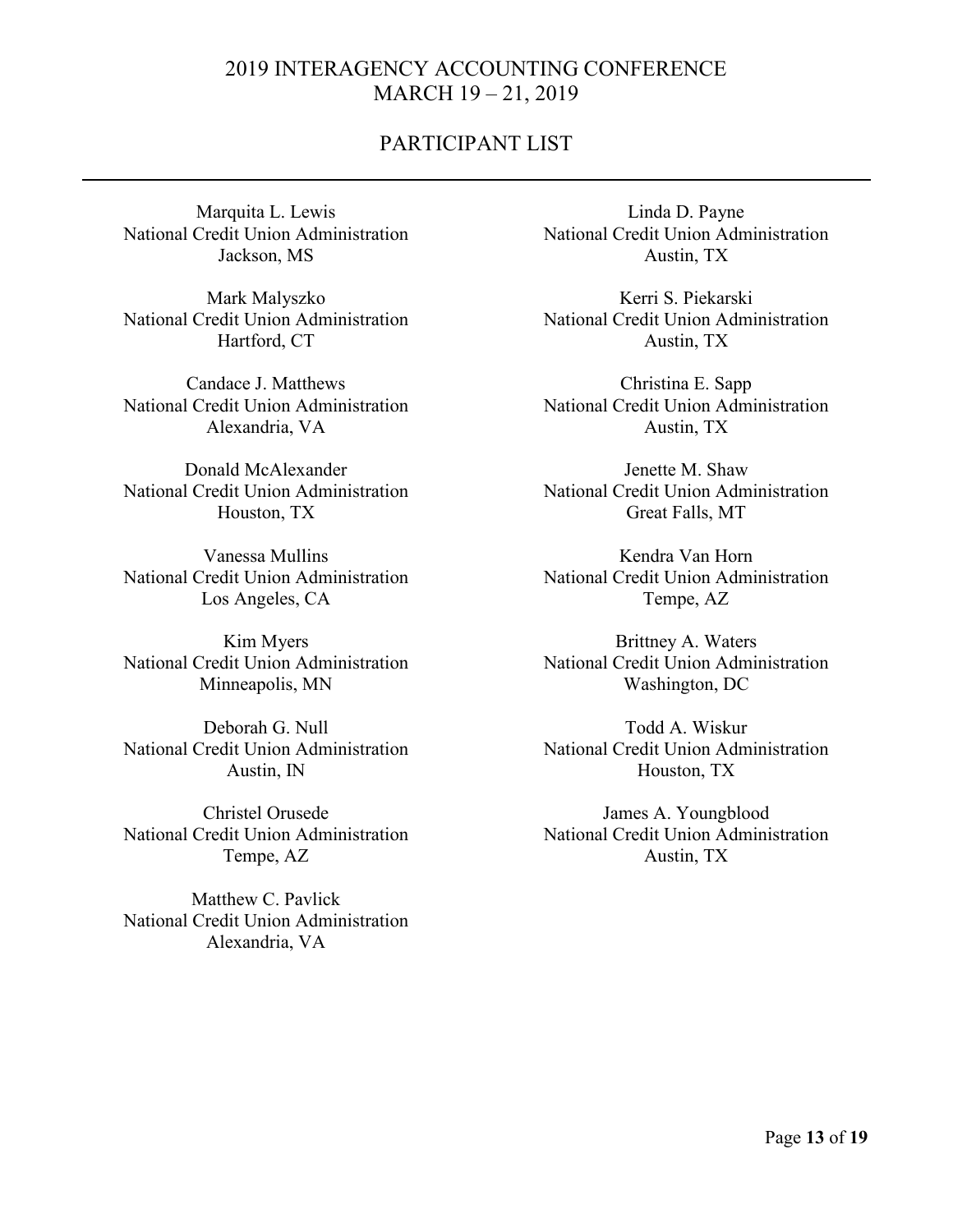2019 INTERAGENCY ACCOUNTING CONFERENCE
MARCH 19 – 21, 2019

## PARTICIPANT LIST

Marquita L. Lewis
National Credit Union Administration
Jackson, MS

Mark Malyszko
National Credit Union Administration
Hartford, CT

Candace J. Matthews
National Credit Union Administration
Alexandria, VA

Donald McAlexander
National Credit Union Administration
Houston, TX

Vanessa Mullins
National Credit Union Administration
Los Angeles, CA

Kim Myers
National Credit Union Administration
Minneapolis, MN

Deborah G. Null
National Credit Union Administration
Austin, IN

Christel Orusede
National Credit Union Administration
Tempe, AZ

Matthew C. Pavlick
National Credit Union Administration
Alexandria, VA

Linda D. Payne
National Credit Union Administration
Austin, TX

Kerri S. Piekarski
National Credit Union Administration
Austin, TX

Christina E. Sapp
National Credit Union Administration
Austin, TX

Jenette M. Shaw
National Credit Union Administration
Great Falls, MT

Kendra Van Horn
National Credit Union Administration
Tempe, AZ

Brittney A. Waters
National Credit Union Administration
Washington, DC

Todd A. Wiskur
National Credit Union Administration
Houston, TX

James A. Youngblood
National Credit Union Administration
Austin, TX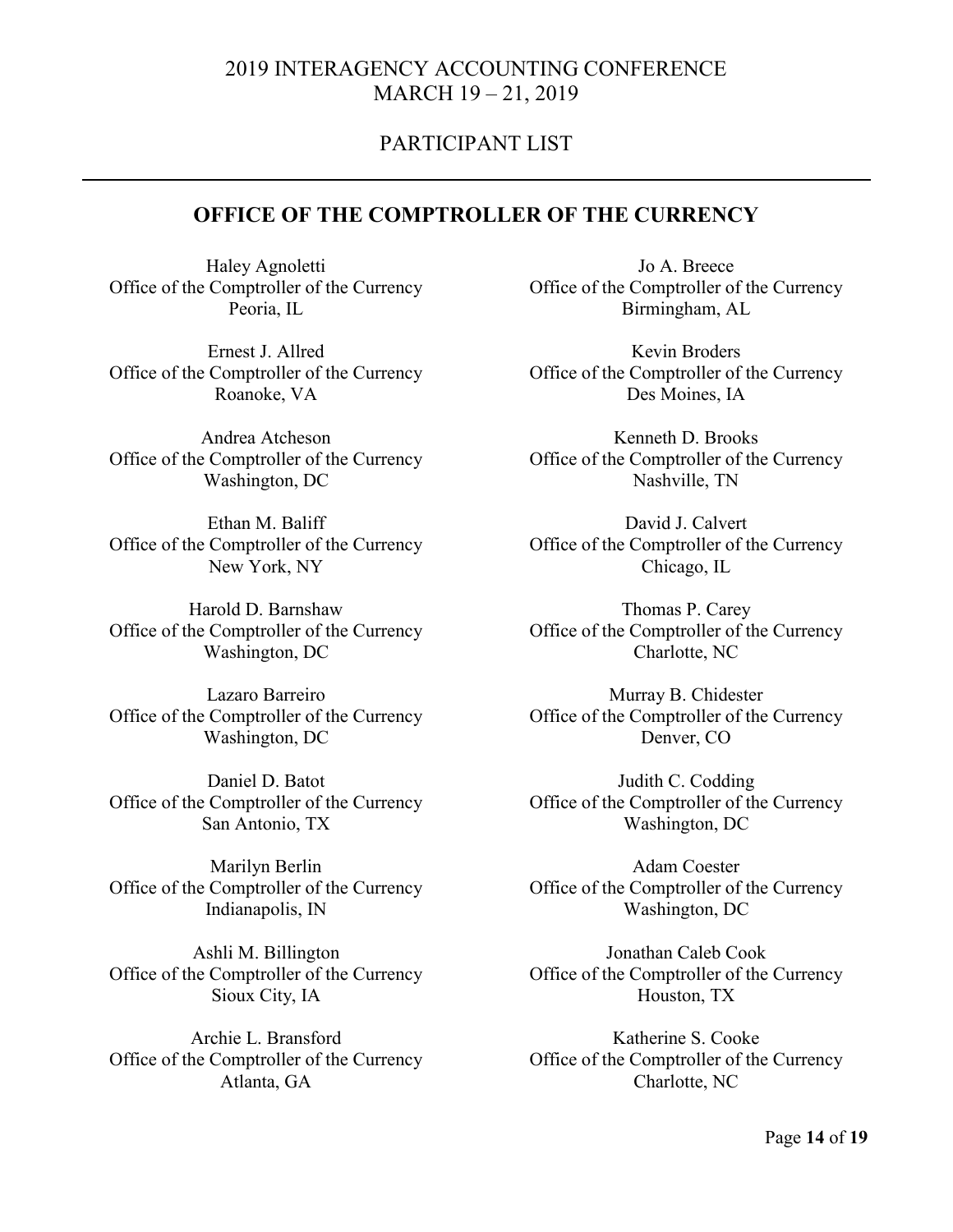## OFFICE OF THE COMPTROLLER OF THE CURRENCY

Haley Agnoletti
Office of the Comptroller of the Currency
Peoria, IL

Ernest J. Allred
Office of the Comptroller of the Currency
Roanoke, VA

Andrea Atcheson
Office of the Comptroller of the Currency
Washington, DC

Ethan M. Baliff
Office of the Comptroller of the Currency
New York, NY

Harold D. Barnshaw
Office of the Comptroller of the Currency
Washington, DC

Lazaro Barreiro
Office of the Comptroller of the Currency
Washington, DC

Daniel D. Batot
Office of the Comptroller of the Currency
San Antonio, TX

Marilyn Berlin
Office of the Comptroller of the Currency
Indianapolis, IN

Ashli M. Billington
Office of the Comptroller of the Currency
Sioux City, IA

Archie L. Bransford
Office of the Comptroller of the Currency
Atlanta, GA

Jo A. Breece
Office of the Comptroller of the Currency
Birmingham, AL

Kevin Broders
Office of the Comptroller of the Currency
Des Moines, IA

Kenneth D. Brooks
Office of the Comptroller of the Currency
Nashville, TN

David J. Calvert
Office of the Comptroller of the Currency
Chicago, IL

Thomas P. Carey
Office of the Comptroller of the Currency
Charlotte, NC

Murray B. Chidester
Office of the Comptroller of the Currency
Denver, CO

Judith C. Codding
Office of the Comptroller of the Currency
Washington, DC

Adam Coester
Office of the Comptroller of the Currency
Washington, DC

Jonathan Caleb Cook
Office of the Comptroller of the Currency
Houston, TX

Katherine S. Cooke
Office of the Comptroller of the Currency
Charlotte, NC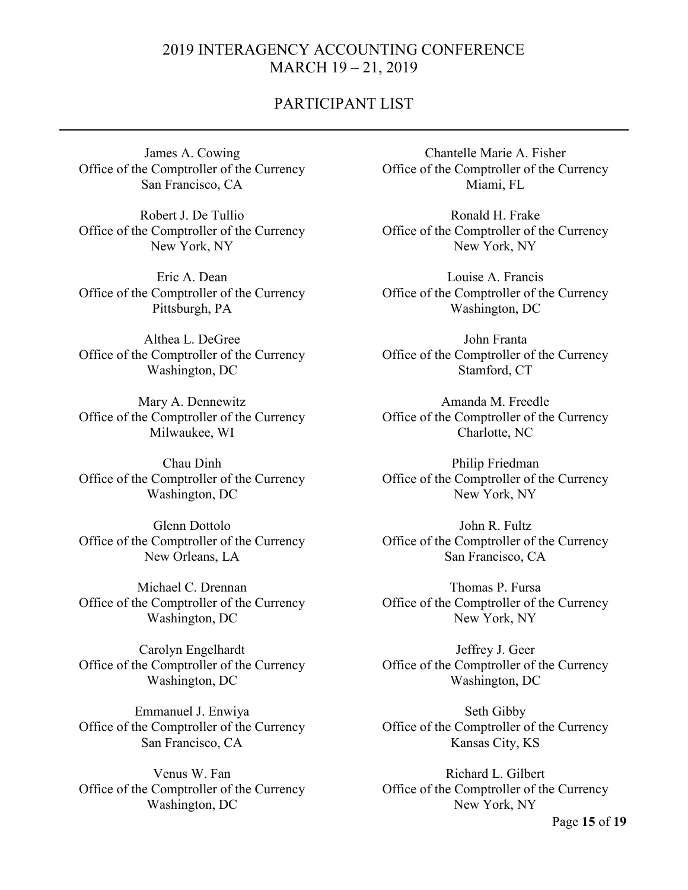James A. Cowing
Office of the Comptroller of the Currency
San Francisco, CA

Robert J. De Tullio
Office of the Comptroller of the Currency
New York, NY

Eric A. Dean
Office of the Comptroller of the Currency
Pittsburgh, PA

Althea L. DeGree
Office of the Comptroller of the Currency
Washington, DC

Mary A. Dennewitz
Office of the Comptroller of the Currency
Milwaukee, WI

Chau Dinh
Office of the Comptroller of the Currency
Washington, DC

Glenn Dottolo
Office of the Comptroller of the Currency
New Orleans, LA

Michael C. Drennan
Office of the Comptroller of the Currency
Washington, DC

Carolyn Engelhardt
Office of the Comptroller of the Currency
Washington, DC

Emmanuel J. Enwiya
Office of the Comptroller of the Currency
San Francisco, CA

Venus W. Fan
Office of the Comptroller of the Currency
Washington, DC

Chantelle Marie A. Fisher
Office of the Comptroller of the Currency
Miami, FL

Ronald H. Frake
Office of the Comptroller of the Currency
New York, NY

Louise A. Francis
Office of the Comptroller of the Currency
Washington, DC

John Franta
Office of the Comptroller of the Currency
Stamford, CT

Amanda M. Freedle
Office of the Comptroller of the Currency
Charlotte, NC

Philip Friedman
Office of the Comptroller of the Currency
New York, NY

John R. Fultz
Office of the Comptroller of the Currency
San Francisco, CA

Thomas P. Fursa
Office of the Comptroller of the Currency
New York, NY

Jeffrey J. Geer
Office of the Comptroller of the Currency
Washington, DC

Seth Gibby
Office of the Comptroller of the Currency
Kansas City, KS

Richard L. Gilbert
Office of the Comptroller of the Currency
New York, NY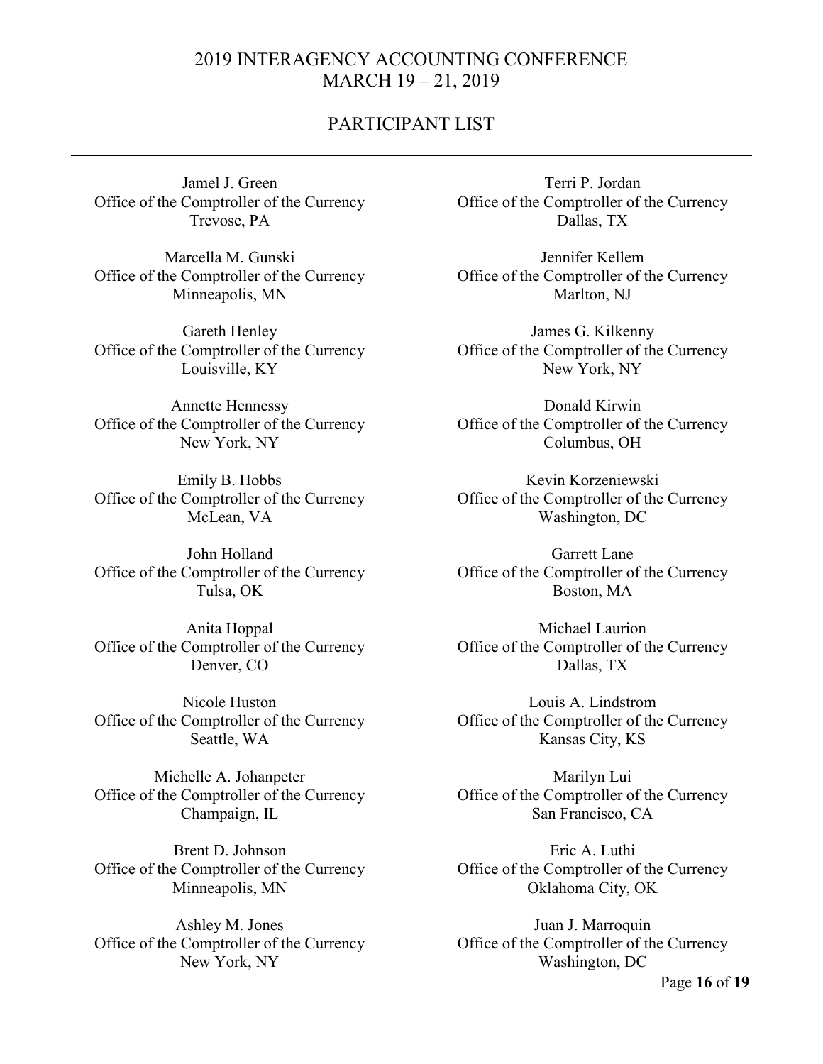Jamel J. Green
Office of the Comptroller of the Currency
Trevose, PA

Marcella M. Gunski
Office of the Comptroller of the Currency
Minneapolis, MN

Gareth Henley
Office of the Comptroller of the Currency
Louisville, KY

Annette Hennessy
Office of the Comptroller of the Currency
New York, NY

Emily B. Hobbs
Office of the Comptroller of the Currency
McLean, VA

John Holland
Office of the Comptroller of the Currency
Tulsa, OK

Anita Hoppal
Office of the Comptroller of the Currency
Denver, CO

Nicole Huston
Office of the Comptroller of the Currency
Seattle, WA

Michelle A. Johanpeter
Office of the Comptroller of the Currency
Champaign, IL

Brent D. Johnson
Office of the Comptroller of the Currency
Minneapolis, MN

Ashley M. Jones
Office of the Comptroller of the Currency
New York, NY

Terri P. Jordan
Office of the Comptroller of the Currency
Dallas, TX

Jennifer Kellem
Office of the Comptroller of the Currency
Marlton, NJ

James G. Kilkenny
Office of the Comptroller of the Currency
New York, NY

Donald Kirwin
Office of the Comptroller of the Currency
Columbus, OH

Kevin Korzeniewski
Office of the Comptroller of the Currency
Washington, DC

Garrett Lane
Office of the Comptroller of the Currency
Boston, MA

Michael Laurion
Office of the Comptroller of the Currency
Dallas, TX

Louis A. Lindstrom
Office of the Comptroller of the Currency
Kansas City, KS

Marilyn Lui
Office of the Comptroller of the Currency
San Francisco, CA

Eric A. Luthi
Office of the Comptroller of the Currency
Oklahoma City, OK

Juan J. Marroquin
Office of the Comptroller of the Currency
Washington, DC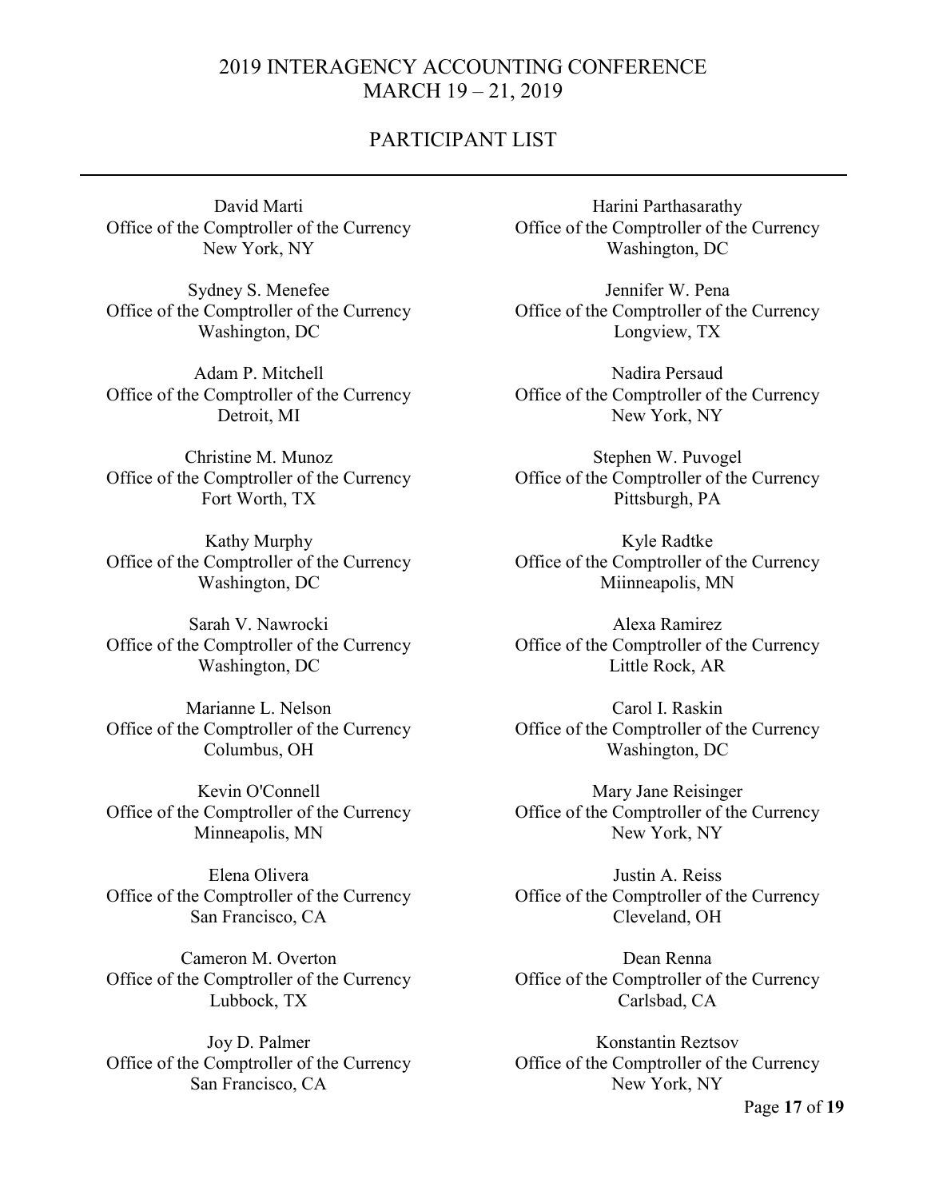2019 INTERAGENCY ACCOUNTING CONFERENCE
MARCH 19 – 21, 2019

PARTICIPANT LIST

David Marti
Office of the Comptroller of the Currency
New York, NY

Sydney S. Menefee
Office of the Comptroller of the Currency
Washington, DC

Adam P. Mitchell
Office of the Comptroller of the Currency
Detroit, MI

Christine M. Munoz
Office of the Comptroller of the Currency
Fort Worth, TX

Kathy Murphy
Office of the Comptroller of the Currency
Washington, DC

Sarah V. Nawrocki
Office of the Comptroller of the Currency
Washington, DC

Marianne L. Nelson
Office of the Comptroller of the Currency
Columbus, OH

Kevin O'Connell
Office of the Comptroller of the Currency
Minneapolis, MN

Elena Olivera
Office of the Comptroller of the Currency
San Francisco, CA

Cameron M. Overton
Office of the Comptroller of the Currency
Lubbock, TX

Joy D. Palmer
Office of the Comptroller of the Currency
San Francisco, CA

Harini Parthasarathy
Office of the Comptroller of the Currency
Washington, DC

Jennifer W. Pena
Office of the Comptroller of the Currency
Longview, TX

Nadira Persaud
Office of the Comptroller of the Currency
New York, NY

Stephen W. Puvogel
Office of the Comptroller of the Currency
Pittsburgh, PA

Kyle Radtke
Office of the Comptroller of the Currency
Miinneapolis, MN

Alexa Ramirez
Office of the Comptroller of the Currency
Little Rock, AR

Carol I. Raskin
Office of the Comptroller of the Currency
Washington, DC

Mary Jane Reisinger
Office of the Comptroller of the Currency
New York, NY

Justin A. Reiss
Office of the Comptroller of the Currency
Cleveland, OH

Dean Renna
Office of the Comptroller of the Currency
Carlsbad, CA

Konstantin Reztsov
Office of the Comptroller of the Currency
New York, NY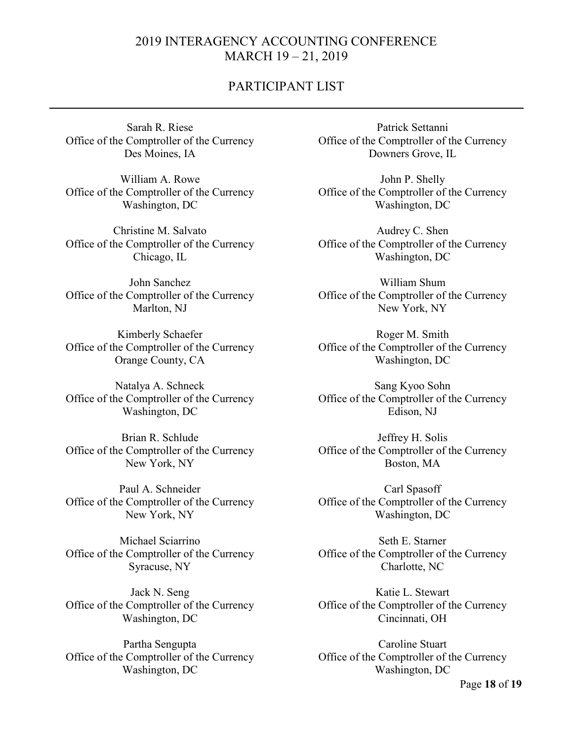Sarah R. Riese
Office of the Comptroller of the Currency
Des Moines, IA

William A. Rowe
Office of the Comptroller of the Currency
Washington, DC

Christine M. Salvato
Office of the Comptroller of the Currency
Chicago, IL

John Sanchez
Office of the Comptroller of the Currency
Marlton, NJ

Kimberly Schaefer
Office of the Comptroller of the Currency
Orange County, CA

Natalya A. Schneck
Office of the Comptroller of the Currency
Washington, DC

Brian R. Schlude
Office of the Comptroller of the Currency
New York, NY

Paul A. Schneider
Office of the Comptroller of the Currency
New York, NY

Michael Sciarrino
Office of the Comptroller of the Currency
Syracuse, NY

Jack N. Seng
Office of the Comptroller of the Currency
Washington, DC

Partha Sengupta
Office of the Comptroller of the Currency
Washington, DC

Patrick Settanni
Office of the Comptroller of the Currency
Downers Grove, IL

John P. Shelly
Office of the Comptroller of the Currency
Washington, DC

Audrey C. Shen
Office of the Comptroller of the Currency
Washington, DC

William Shum
Office of the Comptroller of the Currency
New York, NY

Roger M. Smith
Office of the Comptroller of the Currency
Washington, DC

Sang Kyoo Sohn
Office of the Comptroller of the Currency
Edison, NJ

Jeffrey H. Solis
Office of the Comptroller of the Currency
Boston, MA

Carl Spasoff
Office of the Comptroller of the Currency
Washington, DC

Seth E. Starner
Office of the Comptroller of the Currency
Charlotte, NC

Katie L. Stewart
Office of the Comptroller of the Currency
Cincinnati, OH

Caroline Stuart
Office of the Comptroller of the Currency
Washington, DC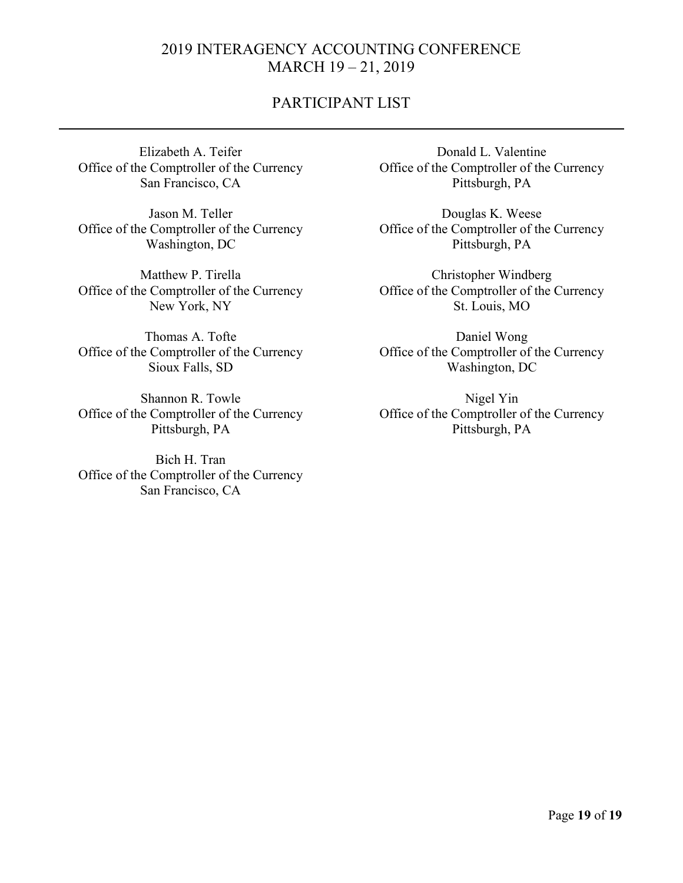Elizabeth A. Teifer
Office of the Comptroller of the Currency
San Francisco, CA

Jason M. Teller
Office of the Comptroller of the Currency
Washington, DC

Matthew P. Tirella
Office of the Comptroller of the Currency
New York, NY

Thomas A. Tofte
Office of the Comptroller of the Currency
Sioux Falls, SD

Shannon R. Towle
Office of the Comptroller of the Currency
Pittsburgh, PA

Bich H. Tran
Office of the Comptroller of the Currency
San Francisco, CA

Donald L. Valentine
Office of the Comptroller of the Currency
Pittsburgh, PA

Douglas K. Weese
Office of the Comptroller of the Currency
Pittsburgh, PA

Christopher Windberg
Office of the Comptroller of the Currency
St. Louis, MO

Daniel Wong
Office of the Comptroller of the Currency
Washington, DC

Nigel Yin
Office of the Comptroller of the Currency
Pittsburgh, PA